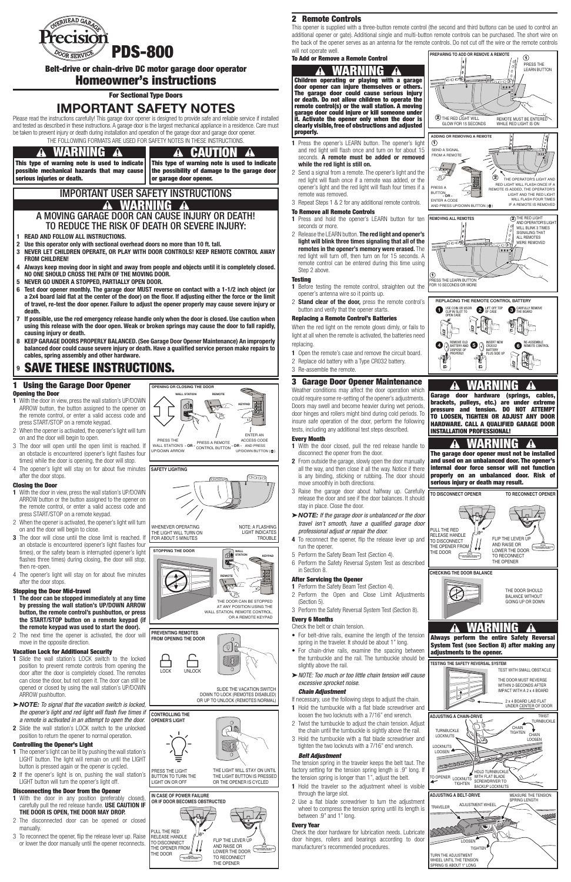# PDS-800

## Belt-drive or chain-drive DC motor garage door operator

# Homeowner's instructions

**For Sectional Type Doors**

# IMPORTANT SAFETY NOTES

Please read the instructions carefully! This garage door opener is designed to provide safe and reliable service if installed and tested as described in these instructions. A garage door is the largest mechanical appliance in a residence. Care must be taken to prevent injury or death during installation and operation of the garage door and garage door opener.

THE FOLLOWING FORMATS ARE USED FOR SAFETY NOTES IN THESE INSTRUCTIONS.

**⚠ WARNING ⚠**

**This type of warning note is used to indicate possible mechanical hazards that may cause serious injuries or death.**

**⚠ CAUTION ⚠**

**This type of warning note is used to indicate the possibility of damage to the garage door or garage door opener.**

## IMPORTANT USER SAFETY INSTRUCTIONS

**⚠ WARNING ⚠**

**A MOVING GARAGE DOOR CAN CAUSE INJURY OR DEATH! TO REDUCE THE RISK OF DEATH OR SEVERE INJURY:**

1. **READ AND FOLLOW ALL INSTRUCTIONS.**
2. **Use this operator only with sectional overhead doors no more than 10 ft. tall.**
3. **NEVER LET CHILDREN OPERATE, OR PLAY WITH DOOR CONTROLS! KEEP REMOTE CONTROL AWAY FROM CHILDREN!**
4. **Always keep moving door in sight and away from people and objects until it is completely closed. NO ONE SHOULD CROSS THE PATH OF THE MOVING DOOR.**
5. **NEVER GO UNDER A STOPPED, PARTIALLY OPEN DOOR.**
6. **Test door opener monthly. The garage door MUST reverse on contact with a 1-1/2 inch object (or a 2x4 board laid flat at the center of the door) on the floor. If adjusting either the force or the limit of travel, re-test the door opener. Failure to adjust the opener properly may cause severe injury or death.**
7. **If possible, use the red emergency release handle only when the door is closed. Use caution when using this release with the door open. Weak or broken springs may cause the door to fall rapidly, causing injury or death.**
8. **KEEP GARAGE DOORS PROPERLY BALANCED. (See Garage Door Opener Maintenance) An improperly balanced door could cause severe injury or death. Have a qualified service person make repairs to cables, spring assembly and other hardware.**
9. **SAVE THESE INSTRUCTIONS.**

## 1 Using the Garage Door Opener

### Opening the Door

1. With the door in view, press the wall station's UP/DOWN ARROW button, the button assigned to the opener on the remote control, or enter a valid access code and press START/STOP on a remote keypad.
2. When the opener is activated, the opener's light will turn on and the door will begin to open.
3. The door will open until the open limit is reached. If an obstacle is encountered (opener's light flashes four times) while the door is opening, the door will stop.
4. The opener's light will stay on for about five minutes after the door stops.

### Closing the Door

1. With the door in view, press the wall station's UP/DOWN ARROW button or the button assigned to the opener on the remote control, or enter a valid access code and press START/STOP on a remote keypad.
2. When the opener is activated, the opener's light will turn on and the door will begin to close.
3. The door will close until the close limit is reached. If an obstacle is encountered (opener's light flashes four times), or the safety beam is interrupted (opener's light flashes three times) during closing, the door will stop, then re-open.
4. The opener's light will stay on for about five minutes after the door stops.

### Stopping the Door Mid-travel

1. **The door can be stopped immediately at any time by pressing the wall station's UP/DOWN ARROW button, the remote control's pushbutton, or press the START/STOP button on a remote keypad (if the remote keypad was used to start the door).**
2. The next time the opener is activated, the door will move in the opposite direction.

### Vacation Lock for Additional Security

1. Slide the wall station's LOCK switch to the locked position to prevent remote controls from opening the door after the door is completely closed. The remotes can close the door, but not open it. The door can still be opened or closed by using the wall station's UP/DOWN ARROW pushbutton.

➤ ***NOTE:*** *To signal that the vacation switch is locked, the opener's light and red light will flash five times if a remote is activated in an attempt to open the door.*

2. Slide the wall station's LOCK switch to the unlocked position to return the opener to normal operation.

### Controlling the Opener's Light

1. The opener's light can be lit by pushing the wall station's LIGHT button. The light will remain on until the LIGHT button is pressed again or the opener is cycled.
2. If the opener's light is on, pushing the wall station's LIGHT button will turn the opener's light off.

### Disconnecting the Door from the Opener

1. With the door in any position (preferably closed), carefully pull the red release handle. **USE CAUTION IF THE DOOR IS OPEN, THE DOOR MAY DROP.**
2. The disconnected door can be opened or closed manually.
3. To reconnect the opener, flip the release lever up. Raise or lower the door manually until the opener reconnects.

**OPENING OR CLOSING THE DOOR**

WALL STATION — REMOTE — KEYPAD

PRESS THE WALL STATION'S UP/DOWN ARROW - OR - PRESS A REMOTE CONTROL BUTTON - OR - ENTER AN ACCESS CODE AND PRESS UP/DOWN BUTTON (⬍)

**SAFETY LIGHTING**

WHENEVER OPERATING THE LIGHT WILL TURN ON FOR ABOUT 5 MINUTES

NOTE: A FLASHING LIGHT INDICATES TROUBLE

**STOPPING THE DOOR**

WALL STATION — REMOTE — KEYPAD

THE DOOR CAN BE STOPPED AT ANY POSITION USING THE WALL STATION, REMOTE CONTROL, OR A REMOTE KEYPAD

**PREVENTING REMOTES FROM OPENING THE DOOR**

LOCK — UNLOCK

SLIDE THE VACATION SWITCH DOWN TO LOCK (REMOTES DISABLED) OR UP TO UNLOCK (REMOTES NORMAL)

**CONTROLLING THE OPENER'S LIGHT**

PRESS THE LIGHT BUTTON TO TURN THE LIGHT ON OR OFF

THE LIGHT WILL STAY ON UNTIL THE LIGHT BUTTON IS PRESSED OR THE OPENER IS CYCLED

**IN CASE OF POWER FAILURE OR IF DOOR BECOMES OBSTRUCTED**

PULL THE RED RELEASE HANDLE TO DISCONNECT THE OPENER FROM THE DOOR

FLIP THE LEVER UP AND RAISE OR LOWER THE DOOR TO RECONNECT THE OPENER

## 2 Remote Controls

This opener is supplied with a three-button remote control (the second and third buttons can be used to control an additional opener or gate). Additional single and multi-button remote controls can be purchased. The short wire on the back of the opener serves as an antenna for the remote controls. Do not cut off the wire or the remote controls will not operate well.

### To Add or Remove a Remote Control

**⚠ WARNING ⚠**

**Children operating or playing with a garage door opener can injure themselves or others. The garage door could cause serious injury or death. Do not allow children to operate the remote control(s) or the wall station. A moving garage door could injure or kill someone under it. Activate the opener only when the door is clearly visible, free of obstructions and adjusted properly.**

1. Press the opener's LEARN button. The opener's light and red light will flash once and turn on for about 15 seconds. **A remote must be added or removed while the red light is still on.**
2. Send a signal from a remote. The opener's light and the red light will flash once if a remote was added, or the opener's light and the red light will flash four times if a remote was removed.
3. Repeat Steps 1 & 2 for any additional remote controls.

### To Remove all Remote Controls

1. Press and hold the opener's LEARN button for ten seconds or more.
2. Release the LEARN button. **The red light and opener's light will blink three times signaling that all of the remotes in the opener's memory were erased.** The red light will turn off, then turn on for 15 seconds. A remote control can be entered during this time using Step 2 above.

### Testing

1. Before testing the remote control, straighten out the opener's antenna wire so it points up.
2. **Stand clear of the door,** press the remote control's button and verify that the opener starts.

### Replacing a Remote Control's Batteries

When the red light on the remote glows dimly, or fails to light at all when the remote is activated, the batteries need replacing.

1. Open the remote's case and remove the circuit board.
2. Replace old battery with a Type CR032 battery.
3. Re-assemble the remote.

**PREPARING TO ADD OR REMOVE A REMOTE**

① PRESS THE LEARN BUTTON

② THE RED LIGHT WILL GLOW FOR 15 SECONDS — REMOTE MUST BE ENTERED WHILE RED LIGHT IS ON

**ADDING OR REMOVING A REMOTE**

① SEND A SIGNAL FROM A REMOTE: PRESS A BUTTON - OR - ENTER A CODE AND PRESS UP/DOWN BUTTON (⬍)

② THE OPERATOR'S LIGHT AND RED LIGHT WILL FLASH ONCE IF A REMOTE IS ADDED. THE OPERATOR'S LIGHT AND THE RED LIGHT WILL FLASH FOUR TIMES IF A REMOTE IS REMOVED

**REMOVING ALL REMOTES**

① PRESS THE LEARN BUTTON FOR 10 SECONDS OR MORE

② THE RED LIGHT AND OPERATOR'S LIGHT WILL BLINK 3 TIMES SIGNALING THAT ALL REMOTES WERE REMOVED

**REPLACING THE REMOTE CONTROL BATTERY**

1. USE COIN OR VISOR CLIP IN SLOT TO OPEN CASE
2. LIFT OFF TOP OF CASE
3. CAREFULLY REMOVE THE BOARD
4. REMOVE OLD BATTERY AND DISPOSE OF PROPERLY
5. INSERT NEW CR2032 BATTERY PLUS SIDE UP
6. RE-ASSEMBLE REMOTE CONTROL

## 3 Garage Door Opener Maintenance

Weather conditions may affect the door operation which could require some re-setting of the opener's adjustments. Doors may swell and become heavier during wet periods, door hinges and rollers might bind during cold periods. To insure safe operation of the door, perform the following tests, including any additional test steps described.

### Every Month

1. With the door closed, pull the red release handle to disconnect the opener from the door.
2. From outside the garage, slowly open the door manually all the way, and then close it all the way. Notice if there is any binding, sticking or rubbing. The door should move smoothly in both directions.
3. Raise the garage door about halfway up. Carefully release the door and see if the door balances. It should stay in place. Close the door.

➤ ***NOTE:*** *If the garage door is unbalanced or the door travel isn't smooth, have a qualified garage door professional adjust or repair the door.*

4. To reconnect the opener, flip the release lever up and run the opener.
5. Perform the Safety Beam Test (Section 4).
6. Perform the Safety Reversal System Test as described in Section 8.

### After Servicing the Opener

1. Perform the Safety Beam Test (Section 4).
2. Perform the Open and Close Limit Adjustments (Section 5).
3. Perform the Safety Reversal System Test (Section 8).

### Every 6 Months

Check the belt or chain tension.

- For belt-drive rails, examine the length of the tension spring in the traveler. It should be about 1" long.
- For chain-drive rails, examine the spacing between the turnbuckle and the rail. The turnbuckle should be slightly above the rail.

➤ *NOTE: Too much or too little chain tension will cause excessive sprocket noise.*

***Chain Adjustment***

If necessary, use the following steps to adjust the chain.

1. Hold the turnbuckle with a flat blade screwdriver and loosen the two locknuts with a 7/16" end wrench.
2. Twist the turnbuckle to adjust the chain tension. Adjust the chain until the turnbuckle is slightly above the rail.
3. Hold the turnbuckle with a flat blade screwdriver and tighten the two locknuts with a 7/16" end wrench.

***Belt Adjustment***

The tension spring in the traveler keeps the belt taut. The factory setting for the tension spring length is .9" long. If the tension spring is longer than 1", adjust the belt.

1. Hold the traveler so the adjustment wheel is visible through the large slot.
2. Use a flat blade screwdriver to turn the adjustment wheel to compress the tension spring until its length is between .9" and 1" long.

### Every Year

Check the door hardware for lubrication needs. Lubricate door hinges, rollers and bearings according to door manufacturer's recommended procedures.

**⚠ WARNING ⚠**

**Garage door hardware (springs, cables, brackets, pulleys, etc.) are under extreme pressure and tension. DO NOT ATTEMPT TO LOOSEN, TIGHTEN OR ADJUST ANY DOOR HARDWARE. CALL A QUALIFIED GARAGE DOOR INSTALLATION PROFESSIONAL!**

**⚠ WARNING ⚠**

**The garage door opener must not be installed and used on an unbalanced door. The opener's internal door force sensor will not function properly on an unbalanced door. Risk of serious injury or death may result.**

**TO DISCONNECT OPENER** — PULL THE RED RELEASE HANDLE TO DISCONNECT THE OPENER FROM THE DOOR

**TO RECONNECT OPENER** — FLIP THE LEVER UP AND RAISE OR LOWER THE DOOR TO RECONNECT THE OPENER

**CHECKING THE DOOR BALANCE**

THE DOOR SHOULD BALANCE WITHOUT GOING UP OR DOWN

**⚠ WARNING ⚠**

**Always perform the entire Safety Reversal System Test (see Section 8) after making any adjustments to the opener.**

**TESTING THE SAFETY REVERSAL SYSTEM**

TEST WITH SMALL OBSTACLE

THE DOOR MUST REVERSE WITHIN 2-SECONDS AFTER IMPACT WITH A 2 x 4 BOARD

2 x 4 BOARD LAID FLAT UNDER CENTER OF DOOR

**ADJUSTING A CHAIN-DRIVE**

TURNBUCKLE LOCKNUTS — LOCKNUTS LOOSEN — TWIST TURNBUCKLE — CHAIN TIGHTEN — CHAIN LOOSEN — TO OPENER — LOCKNUTS TIGHTEN — HOLD TURNBUCKLE WITH FLAT BLADE SCREWDRIVER TO BACKUP LOCKNUTS

**ADJUSTING A BELT-DRIVE**

TRAVELER — ADJUSTMENT WHEEL — MEASURE THE TENSION SPRING LENGTH — LOOSEN — TIGHTEN

TURN THE ADJUSTMENT WHEEL UNTIL THE TENSION SPRING IS ABOUT 1" LONG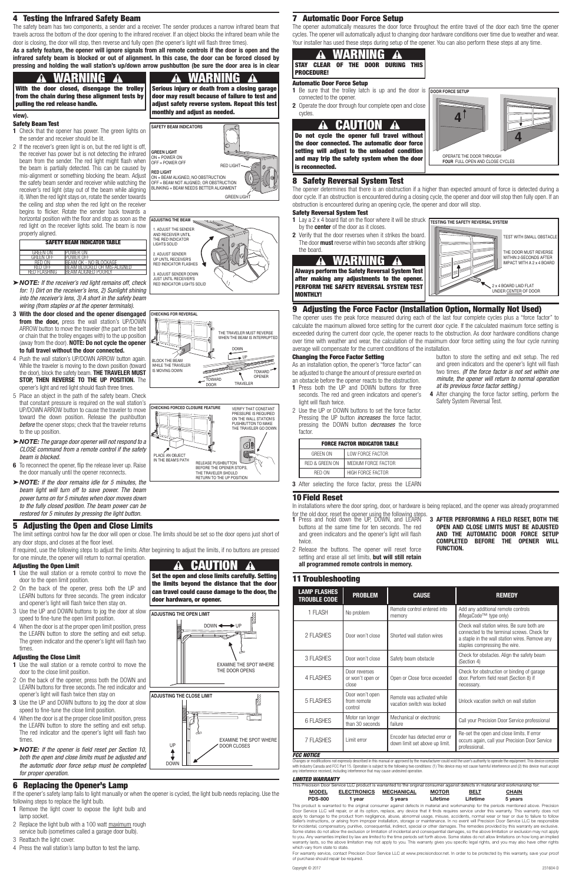## 4 Testing the Infrared Safety Beam

The safety beam has two components, a sender and a receiver. The sender produces a narrow infrared beam that travels across the bottom of the door opening to the infrared receiver. If an object blocks the infrared beam while the door is closing, the door will stop, then reverse and fully open (the opener's light will flash three times).

**As a safety feature, the opener will ignore signals from all remote controls if the door is open and the infrared safety beam is blocked or out of alignment. In this case, the door can be forced closed by pressing and holding the wall station's up/down arrow pushbutton (be sure the door is in clear view).**

**⚠ WARNING ⚠**

**With the door closed, disengage the trolley from the chain during these alignment tests by pulling the red release handle.**

**⚠ WARNING ⚠**

**Serious injury or death from a closing garage door may result because of failure to test and adjust safety reverse system. Repeat this test monthly and adjust as needed.**

### Safety Beam Test

1. Check that the opener has power. The green lights on the sender and receiver should be lit.
2. If the receiver's green light is on, but the red light is off, the receiver has power but is not detecting the infrared beam from the sender. The red light might flash when the beam is partially detected. This can be caused by mis-alignment or something blocking the beam. Adjust the safety beam sender and receiver while watching the receiver's red light (stay out of the beam while aligning it). When the red light stays on, rotate the sender towards the ceiling and stop when the red light on the receiver begins to flicker. Rotate the sender back towards a horizontal position with the floor and stop as soon as the red light on the receiver lights solid. The beam is now properly aligned.

SAFETY BEAM INDICATORS

GREEN LIGHT
ON = POWER ON
OFF = POWER OFF

RED LIGHT
ON = BEAM ALIGNED, NO OBSTRUCTION
OFF = BEAM NOT ALIGNED, OR OBSTRUCTION
BLINKING = BEAM NEEDS BETTER ALIGNMENT

RED LIGHT

GREEN LIGHT

ADJUSTING THE BEAM

1. ADJUST THE SENDER AND RECEIVER UNTIL THE RED INDICATOR LIGHTS SOLID
2. ADJUST SENDER UP UNTIL RECEIVER'S RED INDICATOR FLASHES
3. ADJUST SENDER DOWN JUST UNTIL RECEIVER'S RED INDICATOR LIGHTS SOLID

| SAFETY BEAM INDICATOR TABLE | |
|---|---|
| GREEN ON | POWER ON |
| GREEN OFF | POWER OFF |
| RED ON | BEAM OK - NO BLOCKAGE |
| RED OFF | BEAM BLOCKED OR MIS-ALIGNED |
| RED FLASHING | BEAM ALIGNED POORLY |

➤ ***NOTE:*** *If the receiver's red light remains off, check for: 1) Dirt on the receiver's lens, 2) Sunlight shining into the receiver's lens, 3) A short in the safety beam wiring (from staples or at the opener terminals).*

3. **With the door closed and the opener disengaged from the door,** press the wall station's UP/DOWN ARROW button to move the traveler (the part on the belt or chain that the trolley engages with) to the up position (away from the door). **NOTE: Do not cycle the opener to full travel without the door connected.**
4. Push the wall station's UP/DOWN ARROW button again. While the traveler is moving to the down position (toward the door), block the safety beam. **THE TRAVELER MUST STOP, THEN REVERSE TO THE UP POSITION.** The opener's light and red light should flash three times.
5. Place an object in the path of the safety beam. Check that constant pressure is required on the wall station's UP/DOWN ARROW button to cause the traveler to move toward the down position. Release the pushbutton *before* the opener stops; check that the traveler returns to the up position.

➤ ***NOTE:*** *The garage door opener will not respond to a CLOSE command from a remote control if the safety beam is blocked.*

6. To reconnect the opener, flip the release lever up. Raise the door manually until the opener reconnects.

➤ ***NOTE:*** *If the door remains idle for 5 minutes, the beam light will turn off to save power. The beam power turns on for 5 minutes when door moves down to the fully closed position. The beam power can be restored for 5 minutes by pressing the light button.*

CHECKING FOR REVERSAL

THE TRAVELER MUST REVERSE WHEN THE BEAM IS INTERRUPTED

BLOCK THE BEAM WHILE THE TRAVELER IS MOVING DOWN

DOWN
UP
TOWARD DOOR
TOWARD OPENER
TRAVELER

CHECKING FORCED CLOSURE FEATURE

VERIFY THAT CONSTANT PRESSURE IS REQUIRED ON THE WALL STATION'S PUSHBUTTON TO MAKE THE TRAVELER GO DOWN

PLACE AN OBJECT IN THE BEAM'S PATH

RELEASE PUSHBUTTON BEFORE THE OPENER STOPS. THE TRAVELER SHOULD RETURN TO THE UP POSITION

## 5 Adjusting the Open and Close Limits

The limit settings control how far the door will open or close. The limits should be set so the door opens just short of any door stops, and closes at the floor level.

If required, use the following steps to adjust the limits. After beginning to adjust the limits, if no buttons are pressed for one minute, the opener will return to normal operation.

### Adjusting the Open Limit

1. Use the wall station or a remote control to move the door to the open limit position.
2. On the back of the opener, press both the UP and LEARN buttons for three seconds. The green indicator and opener's light will flash twice then stay on.
3. Use the UP and DOWN buttons to jog the door at slow speed to fine-tune the open limit position.
4. When the door is at the proper open limit position, press the LEARN button to store the setting and exit setup. The green indicator and the opener's light will flash two times.

### Adjusting the Close Limit

1. Use the wall station or a remote control to move the door to the close limit position.
2. On the back of the opener, press both the DOWN and LEARN buttons for three seconds. The red indicator and opener's light will flash twice then stay on.
3. Use the UP and DOWN buttons to jog the door at slow speed to fine-tune the close limit position.
4. When the door is at the proper close limit position, press the LEARN button to store the setting and exit setup. The red indicator and the opener's light will flash two times.

➤ ***NOTE:*** *If the opener is field reset per Section 10, both the open and close limits must be adjusted and the automatic door force setup must be completed for proper operation.*

**⚠ CAUTION ⚠**

**Set the open and close limits carefully. Setting the limits beyond the distance that the door can travel could cause damage to the door, the door hardware, or opener.**

ADJUSTING THE OPEN LIMIT

DOWN
UP
EXAMINE THE SPOT WHERE THE DOOR OPENS

ADJUSTING THE CLOSE LIMIT

UP
DOWN
EXAMINE THE SPOT WHERE DOOR CLOSES

## 6 Replacing the Opener's Lamp

If the opener's safety lamp fails to light manually or when the opener is cycled, the light bulb needs replacing. Use the following steps to replace the light bulb.

1. Remove the light cover to expose the light bulb and lamp socket.
2. Replace the light bulb with a 100 watt maximum rough service bulb (sometimes called a garage door bulb).
3. Reattach the light cover.
4. Press the wall station's lamp button to test the lamp.

## 7 Automatic Door Force Setup

The opener automatically measures the door force throughout the entire travel of the door each time the opener cycles. The opener will automatically adjust to changing door hardware conditions over time due to weather and wear. Your installer has used these steps during setup of the opener. You can also perform these steps at any time.

**⚠ WARNING ⚠**

**STAY CLEAR OF THE DOOR DURING THIS PROCEDURE!**

### Automatic Door Force Setup

1. Be sure that the trolley latch is up and the door is connected to the opener.
2. Operate the door through four complete open and close cycles.

**⚠ CAUTION ⚠**

**Do not cycle the opener full travel without the door connected. The automatic door force setting will adjust to the unloaded condition and may trip the safety system when the door is reconnected.**

DOOR FORCE SETUP

4
4

OPERATE THE DOOR THROUGH **FOUR** FULL OPEN AND CLOSE CYCLES

## 8 Safety Reversal System Test

The opener determines that there is an obstruction if a higher than expected amount of force is detected during a door cycle. If an obstruction is encountered during a closing cycle, the opener and door will stop then fully open. If an obstruction is encountered during an opening cycle, the opener and door will stop.

### Safety Reversal System Test

1. Lay a 2 x 4 board flat on the floor where it will be struck by the **center** of the door as it closes.
2. Verify that the door reverses when it strikes the board. The door **must** reverse within two seconds after striking the board.

**⚠ WARNING ⚠**

**Always perform the Safety Reversal System Test after making any adjustments to the opener. PERFORM THE SAFETY REVERSAL SYSTEM TEST MONTHLY!**

TESTING THE SAFETY REVERSAL SYSTEM

TEST WITH SMALL OBSTACLE

THE DOOR MUST REVERSE WITHIN 2-SECONDS AFTER IMPACT WITH A 2 x 4 BOARD

2 x 4 BOARD LAID FLAT UNDER CENTER OF DOOR

## 9 Adjusting the Force Factor (Installation Option, Normally Not Used)

The opener uses the peak force measured during each of the last four complete cycles plus a "force factor" to calculate the maximum allowed force setting for the current door cycle. If the calculated maximum force setting is exceeded during the current door cycle, the opener reacts to the obstruction. As door hardware conditions change over time with weather and wear, the calculation of the maximum door force setting using the four cycle running average will compensate for the current conditions of the installation.

### Changing the Force Factor Setting

As an installation option, the opener's "force factor" can be adjusted to change the amount of pressure exerted on an obstacle before the opener reacts to the obstacle.

1. Press both the UP and DOWN buttons for three seconds. The red and green indicators and opener's light will flash twice.
2. Use the UP or DOWN buttons to set the force factor. Pressing the UP button *increases* the force factor, pressing the DOWN button *decreases* the force factor.

| FORCE FACTOR INDICATOR TABLE | |
|---|---|
| GREEN ON | LOW FORCE FACTOR |
| RED & GREEN ON | MEDIUM FORCE FACTOR |
| RED ON | HIGH FORCE FACTOR |

3. After selecting the force factor, press the LEARN button to store the setting and exit setup. The red and green indicators and the opener's light will flash two times. *(If the force factor is not set within one minute, the opener will return to normal operation at its previous force factor setting.)*
4. After changing the force factor setting, perform the Safety System Reversal Test.

## 10 Field Reset

In installations where the door spring, door, or hardware is being replaced, and the opener was already programmed for the old door, reset the opener using the following steps.

1. Press and hold down the UP, DOWN, and LEARN buttons at the same time for ten seconds. The red and green indicators and the opener's light will flash twice.
2. Release the buttons. The opener will reset force setting and erase all set limits, **but will still retain all programmed remote controls in memory.**
3. **AFTER PERFORMING A FIELD RESET, BOTH THE OPEN AND CLOSE LIMITS MUST BE ADJUSTED AND THE AUTOMATIC DOOR FORCE SETUP COMPLETED BEFORE THE OPENER WILL FUNCTION.**

## 11 Troubleshooting

| LAMP FLASHES TROUBLE CODE | PROBLEM | CAUSE | REMEDY |
|---|---|---|---|
| 1 FLASH | No problem | Remote control entered into memory | Add any additional remote controls (MegaCode™ type only) |
| 2 FLASHES | Door won't close | Shorted wall station wires | Check wall station wires. Be sure both are connected to the terminal screws. Check for a staple in the wall station wires. Remove any staples compressing the wire. |
| 3 FLASHES | Door won't close | Safety beam obstacle | Check for obstacles. Align the safety beam (Section 4) |
| 4 FLASHES | Door reverses or won't open or close | Open or Close force exceeded | Check for obstruction or binding of garage door. Perform field reset (Section 8) if necessary. |
| 5 FLASHES | Door won't open from remote control | Remote was activated while vacation switch was locked | Unlock vacation switch on wall station |
| 6 FLASHES | Motor ran longer than 30 seconds | Mechanical or electronic failure | Call your Precision Door Service professional |
| 7 FLASHES | Limit error | Encoder has detected error or down limit set above up limit. | Re-set the open and close limits. If error occurs again, call your Precision Door Service professional. |

***FCC NOTICE***

Changes or modifications not expressly described in this manual or approved by the manufacturer could void the user's authority to operate the equipment. This device complies with Industry Canada and FCC Part 15. Operation is subject to the following two conditions: (1) This device may not cause harmful interference and (2) this device must accept any interference received, including interference that may cause undesired operation.

***LIMITED WARRANTY***

This Precision Door Service LLC product is warranted to the original consumer against defects in material and workmanship for:

| MODEL | ELECTRONICS | MECHANICAL | MOTOR | BELT | CHAIN |
|---|---|---|---|---|---|
| PDS-800 | 1 year | 5 years | Lifetime | Lifetime | 5 years |

This product is warranted to the original consumer against defects in material and workmanship for the periods mentioned above. Precision Door Service LLC will repair, or at its option, replace, any device that it finds requires service under this warranty. This warranty does not apply to damage to the product from negligence, abuse, abnormal usage, misuse, accidents, normal wear or tear or due to failure to follow Seller's instructions, or arising from improper installation, storage or maintenance. In no event will Precision Door Service LLC be responsible for incidental, compensatory, punitive, consequential, indirect, special or other damages. The remedies provided by this warranty are exclusive. Some states do not allow the exclusion or limitation of incidental and consequential damages, so the above limitation or exclusion may not apply to you. Any warranties implied by law are limited to the time periods set forth above. Some states do not allow limitations on how long an implied warranty lasts, so the above limitation may not apply to you. This warranty gives you specific legal rights, and you may also have other rights which vary from state to state.

For warranty service, contact Precision Door Service LLC at www.precisiondoor.net. In order to be protected by this warranty, save your proof of purchase should repair be required.

Copyright © 2017

231604-D